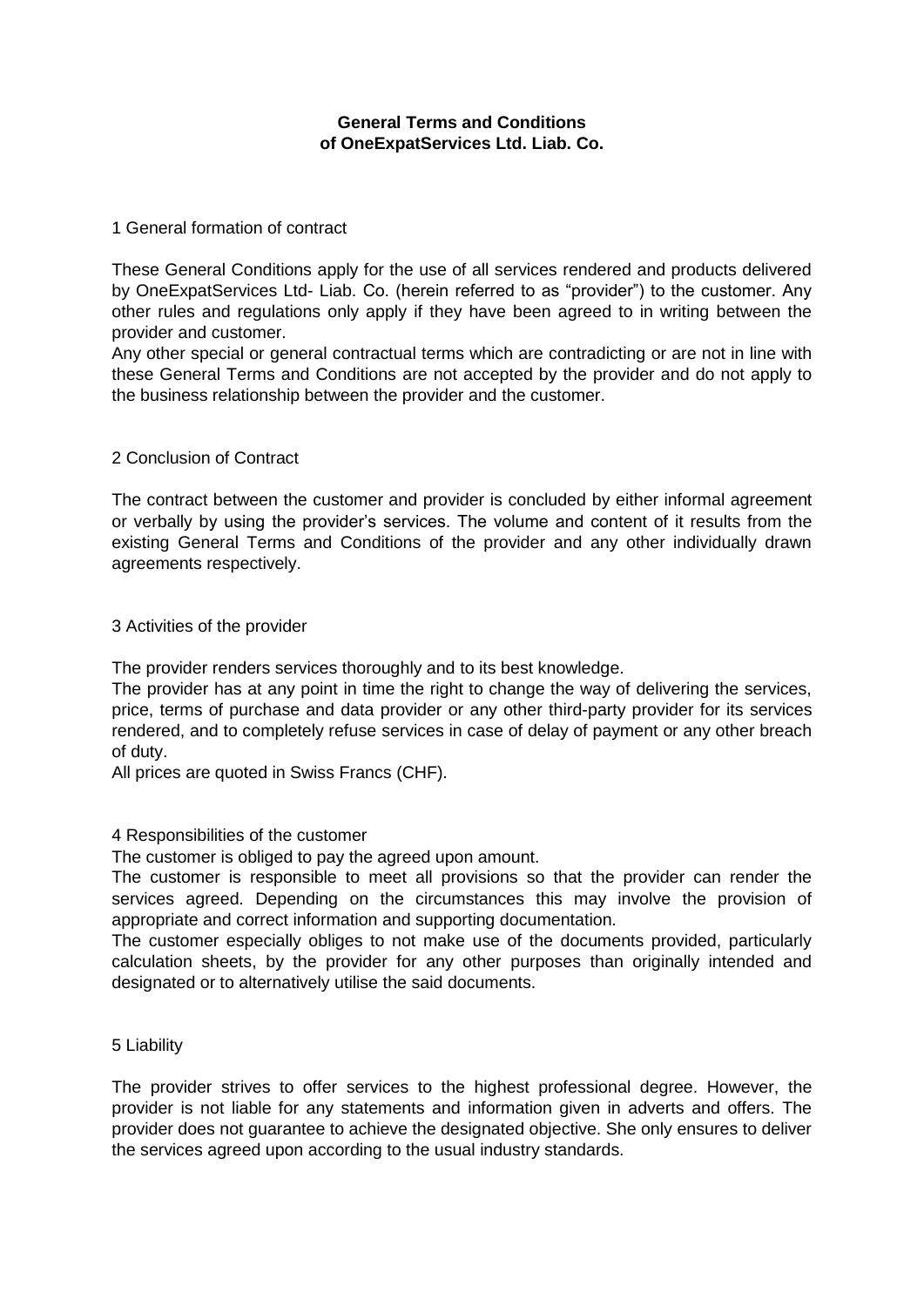**General Terms and Conditions**
**of OneExpatServices Ltd. Liab. Co.**

## 1 General formation of contract

These General Conditions apply for the use of all services rendered and products delivered by OneExpatServices Ltd- Liab. Co. (herein referred to as "provider") to the customer. Any other rules and regulations only apply if they have been agreed to in writing between the provider and customer.

Any other special or general contractual terms which are contradicting or are not in line with these General Terms and Conditions are not accepted by the provider and do not apply to the business relationship between the provider and the customer.

## 2 Conclusion of Contract

The contract between the customer and provider is concluded by either informal agreement or verbally by using the provider's services. The volume and content of it results from the existing General Terms and Conditions of the provider and any other individually drawn agreements respectively.

## 3 Activities of the provider

The provider renders services thoroughly and to its best knowledge.

The provider has at any point in time the right to change the way of delivering the services, price, terms of purchase and data provider or any other third-party provider for its services rendered, and to completely refuse services in case of delay of payment or any other breach of duty.

All prices are quoted in Swiss Francs (CHF).

## 4 Responsibilities of the customer

The customer is obliged to pay the agreed upon amount.

The customer is responsible to meet all provisions so that the provider can render the services agreed. Depending on the circumstances this may involve the provision of appropriate and correct information and supporting documentation.

The customer especially obliges to not make use of the documents provided, particularly calculation sheets, by the provider for any other purposes than originally intended and designated or to alternatively utilise the said documents.

## 5 Liability

The provider strives to offer services to the highest professional degree. However, the provider is not liable for any statements and information given in adverts and offers. The provider does not guarantee to achieve the designated objective. She only ensures to deliver the services agreed upon according to the usual industry standards.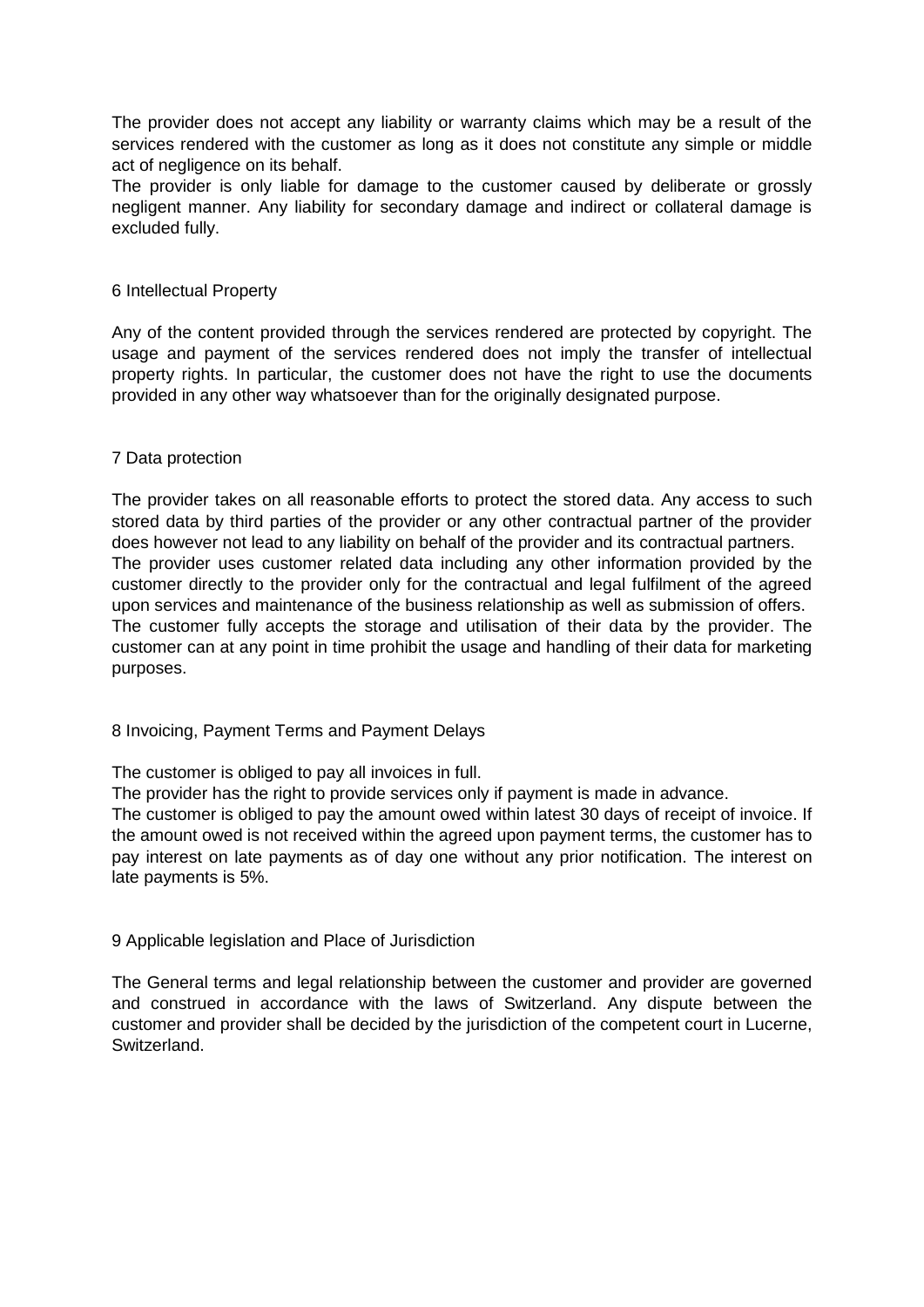The provider does not accept any liability or warranty claims which may be a result of the services rendered with the customer as long as it does not constitute any simple or middle act of negligence on its behalf.
The provider is only liable for damage to the customer caused by deliberate or grossly negligent manner. Any liability for secondary damage and indirect or collateral damage is excluded fully.

## 6 Intellectual Property

Any of the content provided through the services rendered are protected by copyright. The usage and payment of the services rendered does not imply the transfer of intellectual property rights. In particular, the customer does not have the right to use the documents provided in any other way whatsoever than for the originally designated purpose.

## 7 Data protection

The provider takes on all reasonable efforts to protect the stored data. Any access to such stored data by third parties of the provider or any other contractual partner of the provider does however not lead to any liability on behalf of the provider and its contractual partners.
The provider uses customer related data including any other information provided by the customer directly to the provider only for the contractual and legal fulfilment of the agreed upon services and maintenance of the business relationship as well as submission of offers.
The customer fully accepts the storage and utilisation of their data by the provider. The customer can at any point in time prohibit the usage and handling of their data for marketing purposes.

## 8 Invoicing, Payment Terms and Payment Delays

The customer is obliged to pay all invoices in full.
The provider has the right to provide services only if payment is made in advance.
The customer is obliged to pay the amount owed within latest 30 days of receipt of invoice. If the amount owed is not received within the agreed upon payment terms, the customer has to pay interest on late payments as of day one without any prior notification. The interest on late payments is 5%.

## 9 Applicable legislation and Place of Jurisdiction

The General terms and legal relationship between the customer and provider are governed and construed in accordance with the laws of Switzerland. Any dispute between the customer and provider shall be decided by the jurisdiction of the competent court in Lucerne, Switzerland.